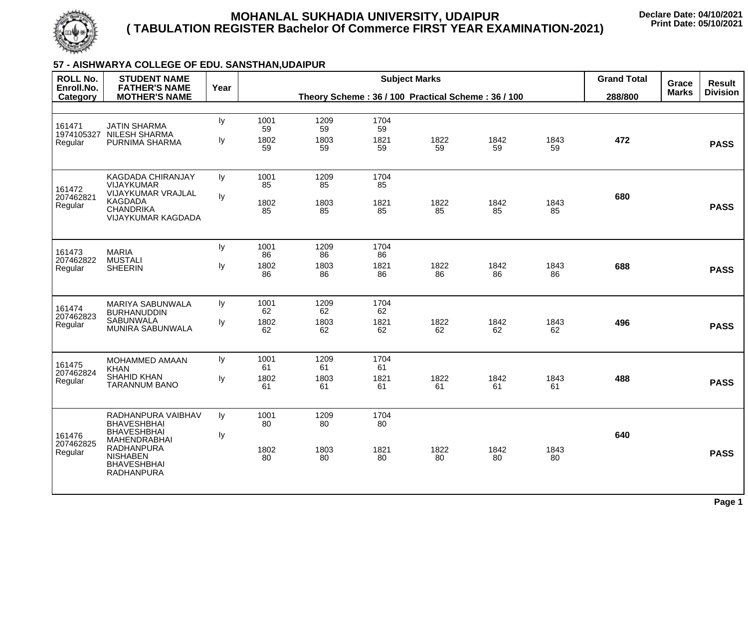# MOHANLAL SUKHADIA UNIVERSITY, UDAIPUR
## ( TABULATION REGISTER Bachelor Of Commerce FIRST YEAR EXAMINATION-2021)

**Declare Date: 04/10/2021**
**Print Date: 05/10/2021**

### 57 - AISHWARYA COLLEGE OF EDU. SANSTHAN,UDAIPUR

| ROLL No. / Enroll.No. / Category | STUDENT NAME / FATHER'S NAME / MOTHER'S NAME | Year | Subject Marks (Theory Scheme : 36 / 100 Practical Scheme : 36 / 100) | | | | | | Grand Total 288/800 | Grace Marks | Result Division |
|---|---|---|---|---|---|---|---|---|---|---|---|
| 161471 1974105327 Regular | JATIN SHARMA NILESH SHARMA PURNIMA SHARMA | Iy | 1001 59 | 1209 59 | 1704 59 | | | | | | |
| | | Iy | 1802 59 | 1803 59 | 1821 59 | 1822 59 | 1842 59 | 1843 59 | **472** | | **PASS** |
| 161472 207462821 Regular | KAGDADA CHIRANJAY VIJAYKUMAR VIJAYKUMAR VRAJLAL KAGDADA CHANDRIKA VIJAYKUMAR KAGDADA | Iy | 1001 85 | 1209 85 | 1704 85 | | | | | | |
| | | Iy | 1802 85 | 1803 85 | 1821 85 | 1822 85 | 1842 85 | 1843 85 | **680** | | **PASS** |
| 161473 207462822 Regular | MARIA MUSTALI SHEERIN | Iy | 1001 86 | 1209 86 | 1704 86 | | | | | | |
| | | Iy | 1802 86 | 1803 86 | 1821 86 | 1822 86 | 1842 86 | 1843 86 | **688** | | **PASS** |
| 161474 207462823 Regular | MARIYA SABUNWALA BURHANUDDIN SABUNWALA MUNIRA SABUNWALA | Iy | 1001 62 | 1209 62 | 1704 62 | | | | | | |
| | | Iy | 1802 62 | 1803 62 | 1821 62 | 1822 62 | 1842 62 | 1843 62 | **496** | | **PASS** |
| 161475 207462824 Regular | MOHAMMED AMAAN KHAN SHAHID KHAN TARANNUM BANO | Iy | 1001 61 | 1209 61 | 1704 61 | | | | | | |
| | | Iy | 1802 61 | 1803 61 | 1821 61 | 1822 61 | 1842 61 | 1843 61 | **488** | | **PASS** |
| 161476 207462825 Regular | RADHANPURA VAIBHAV BHAVESHBHAI BHAVESHBHAI MAHENDRABHAI RADHANPURA NISHABEN BHAVESHBHAI RADHANPURA | Iy | 1001 80 | 1209 80 | 1704 80 | | | | | | |
| | | Iy | 1802 80 | 1803 80 | 1821 80 | 1822 80 | 1842 80 | 1843 80 | **640** | | **PASS** |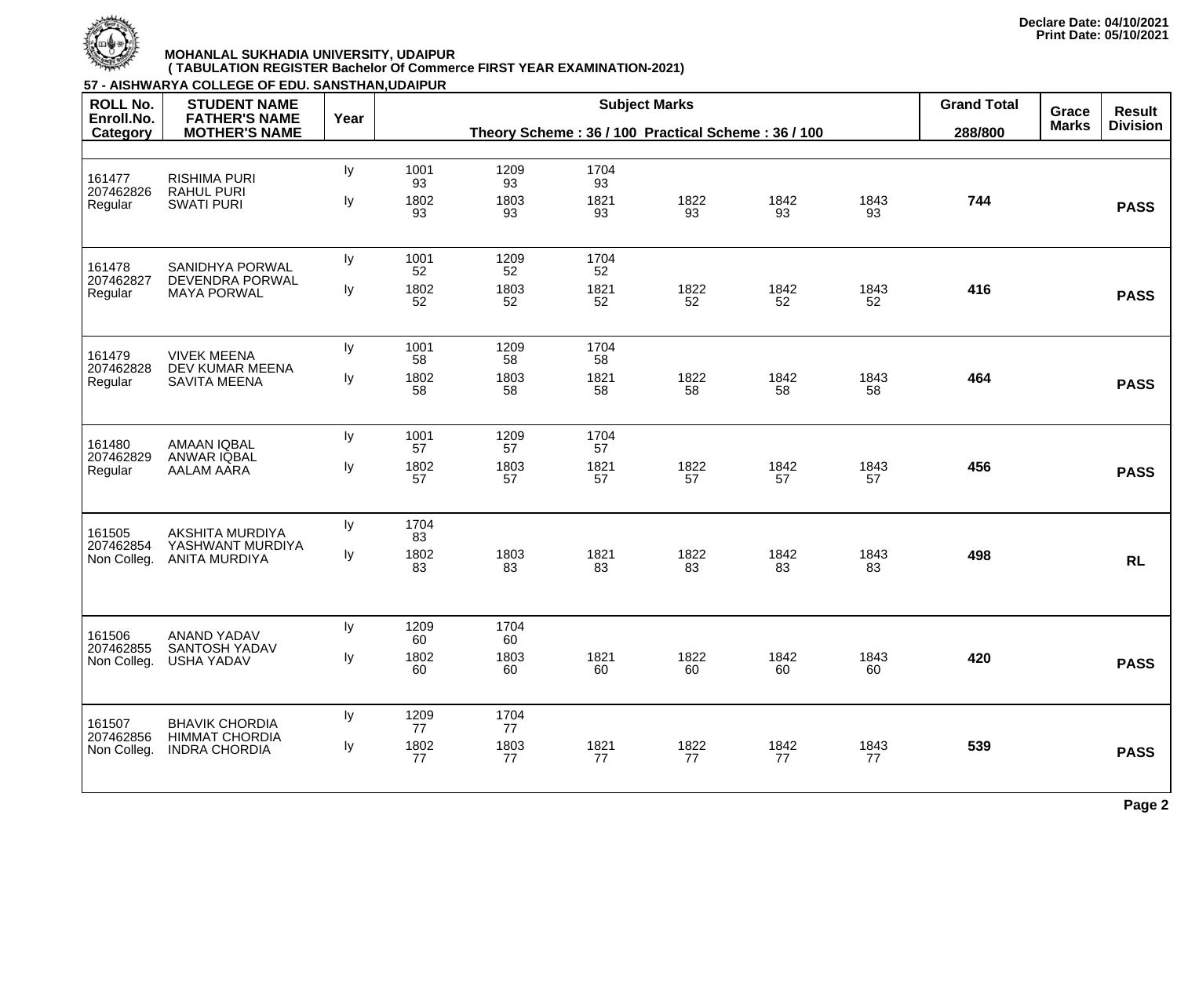**Declare Date: 04/10/2021**
**Print Date: 05/10/2021**

**MOHANLAL SUKHADIA UNIVERSITY, UDAIPUR**
**( TABULATION REGISTER Bachelor Of Commerce FIRST YEAR EXAMINATION-2021)**

**57 - AISHWARYA COLLEGE OF EDU. SANSTHAN,UDAIPUR**

| ROLL No. / Enroll.No. / Category | STUDENT NAME / FATHER'S NAME / MOTHER'S NAME | Year | Subject Marks (Theory Scheme : 36 / 100 Practical Scheme : 36 / 100) | | | | | | Grand Total 288/800 | Grace Marks | Result Division |
|---|---|---|---|---|---|---|---|---|---|---|---|
| 161477<br>207462826<br>Regular | RISHIMA PURI<br>RAHUL PURI<br>SWATI PURI | Iy | 1001<br>93 | 1209<br>93 | 1704<br>93 | | | | | | |
| | | Iy | 1802<br>93 | 1803<br>93 | 1821<br>93 | 1822<br>93 | 1842<br>93 | 1843<br>93 | **744** | | **PASS** |
| 161478<br>207462827<br>Regular | SANIDHYA PORWAL<br>DEVENDRA PORWAL<br>MAYA PORWAL | Iy | 1001<br>52 | 1209<br>52 | 1704<br>52 | | | | | | |
| | | Iy | 1802<br>52 | 1803<br>52 | 1821<br>52 | 1822<br>52 | 1842<br>52 | 1843<br>52 | **416** | | **PASS** |
| 161479<br>207462828<br>Regular | VIVEK MEENA<br>DEV KUMAR MEENA<br>SAVITA MEENA | Iy | 1001<br>58 | 1209<br>58 | 1704<br>58 | | | | | | |
| | | Iy | 1802<br>58 | 1803<br>58 | 1821<br>58 | 1822<br>58 | 1842<br>58 | 1843<br>58 | **464** | | **PASS** |
| 161480<br>207462829<br>Regular | AMAAN IQBAL<br>ANWAR IQBAL<br>AALAM AARA | Iy | 1001<br>57 | 1209<br>57 | 1704<br>57 | | | | | | |
| | | Iy | 1802<br>57 | 1803<br>57 | 1821<br>57 | 1822<br>57 | 1842<br>57 | 1843<br>57 | **456** | | **PASS** |
| 161505<br>207462854<br>Non Colleg. | AKSHITA MURDIYA<br>YASHWANT MURDIYA<br>ANITA MURDIYA | Iy | 1704<br>83 | | | | | | | | |
| | | Iy | 1802<br>83 | 1803<br>83 | 1821<br>83 | 1822<br>83 | 1842<br>83 | 1843<br>83 | **498** | | **RL** |
| 161506<br>207462855<br>Non Colleg. | ANAND YADAV<br>SANTOSH YADAV<br>USHA YADAV | Iy | 1209<br>60 | 1704<br>60 | | | | | | | |
| | | Iy | 1802<br>60 | 1803<br>60 | 1821<br>60 | 1822<br>60 | 1842<br>60 | 1843<br>60 | **420** | | **PASS** |
| 161507<br>207462856<br>Non Colleg. | BHAVIK CHORDIA<br>HIMMAT CHORDIA<br>INDRA CHORDIA | Iy | 1209<br>77 | 1704<br>77 | | | | | | | |
| | | Iy | 1802<br>77 | 1803<br>77 | 1821<br>77 | 1822<br>77 | 1842<br>77 | 1843<br>77 | **539** | | **PASS** |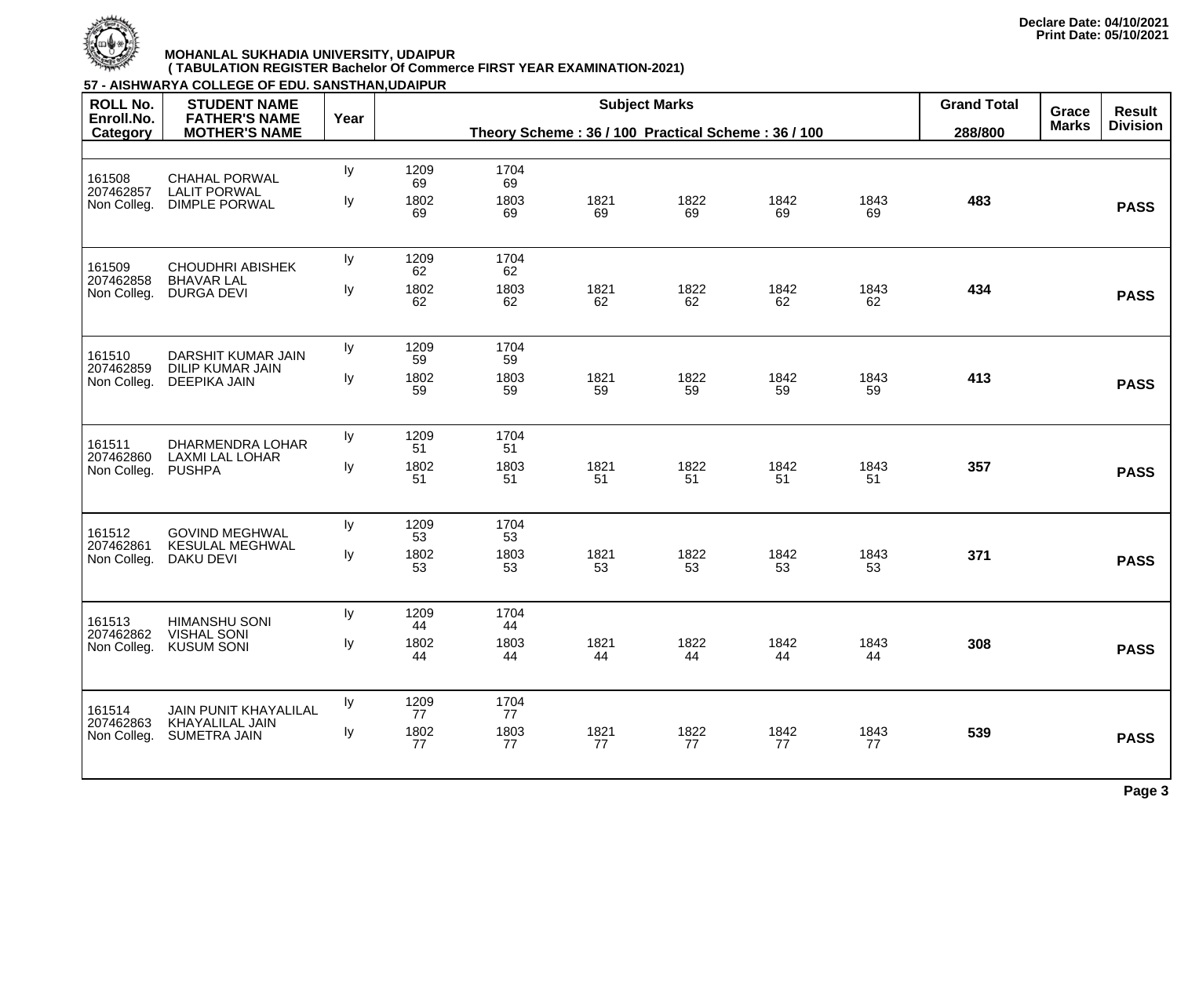Declare Date: 04/10/2021
Print Date: 05/10/2021

**MOHANLAL SUKHADIA UNIVERSITY, UDAIPUR**
**( TABULATION REGISTER Bachelor Of Commerce FIRST YEAR EXAMINATION-2021)**

**57 - AISHWARYA COLLEGE OF EDU. SANSTHAN,UDAIPUR**

| ROLL No. / Enroll.No. / Category | STUDENT NAME / FATHER'S NAME / MOTHER'S NAME | Year | Subject Marks (Theory Scheme : 36 / 100 Practical Scheme : 36 / 100) | | | | | | Grand Total 288/800 | Grace Marks | Result Division |
|---|---|---|---|---|---|---|---|---|---|---|---|
| 161508 | CHAHAL PORWAL | Iy | 1209<br>69 | 1704<br>69 | | | | | | | |
| 207462857 | LALIT PORWAL | | | | | | | | | | |
| Non Colleg. | DIMPLE PORWAL | Iy | 1802<br>69 | 1803<br>69 | 1821<br>69 | 1822<br>69 | 1842<br>69 | 1843<br>69 | 483 | | PASS |
| 161509 | CHOUDHRI ABISHEK | Iy | 1209<br>62 | 1704<br>62 | | | | | | | |
| 207462858 | BHAVAR LAL | | | | | | | | | | |
| Non Colleg. | DURGA DEVI | Iy | 1802<br>62 | 1803<br>62 | 1821<br>62 | 1822<br>62 | 1842<br>62 | 1843<br>62 | 434 | | PASS |
| 161510 | DARSHIT KUMAR JAIN | Iy | 1209<br>59 | 1704<br>59 | | | | | | | |
| 207462859 | DILIP KUMAR JAIN | | | | | | | | | | |
| Non Colleg. | DEEPIKA JAIN | Iy | 1802<br>59 | 1803<br>59 | 1821<br>59 | 1822<br>59 | 1842<br>59 | 1843<br>59 | 413 | | PASS |
| 161511 | DHARMENDRA LOHAR | Iy | 1209<br>51 | 1704<br>51 | | | | | | | |
| 207462860 | LAXMI LAL LOHAR | | | | | | | | | | |
| Non Colleg. | PUSHPA | Iy | 1802<br>51 | 1803<br>51 | 1821<br>51 | 1822<br>51 | 1842<br>51 | 1843<br>51 | 357 | | PASS |
| 161512 | GOVIND MEGHWAL | Iy | 1209<br>53 | 1704<br>53 | | | | | | | |
| 207462861 | KESULAL MEGHWAL | | | | | | | | | | |
| Non Colleg. | DAKU DEVI | Iy | 1802<br>53 | 1803<br>53 | 1821<br>53 | 1822<br>53 | 1842<br>53 | 1843<br>53 | 371 | | PASS |
| 161513 | HIMANSHU SONI | Iy | 1209<br>44 | 1704<br>44 | | | | | | | |
| 207462862 | VISHAL SONI | | | | | | | | | | |
| Non Colleg. | KUSUM SONI | Iy | 1802<br>44 | 1803<br>44 | 1821<br>44 | 1822<br>44 | 1842<br>44 | 1843<br>44 | 308 | | PASS |
| 161514 | JAIN PUNIT KHAYALILAL | Iy | 1209<br>77 | 1704<br>77 | | | | | | | |
| 207462863 | KHAYALILAL JAIN | | | | | | | | | | |
| Non Colleg. | SUMETRA JAIN | Iy | 1802<br>77 | 1803<br>77 | 1821<br>77 | 1822<br>77 | 1842<br>77 | 1843<br>77 | 539 | | PASS |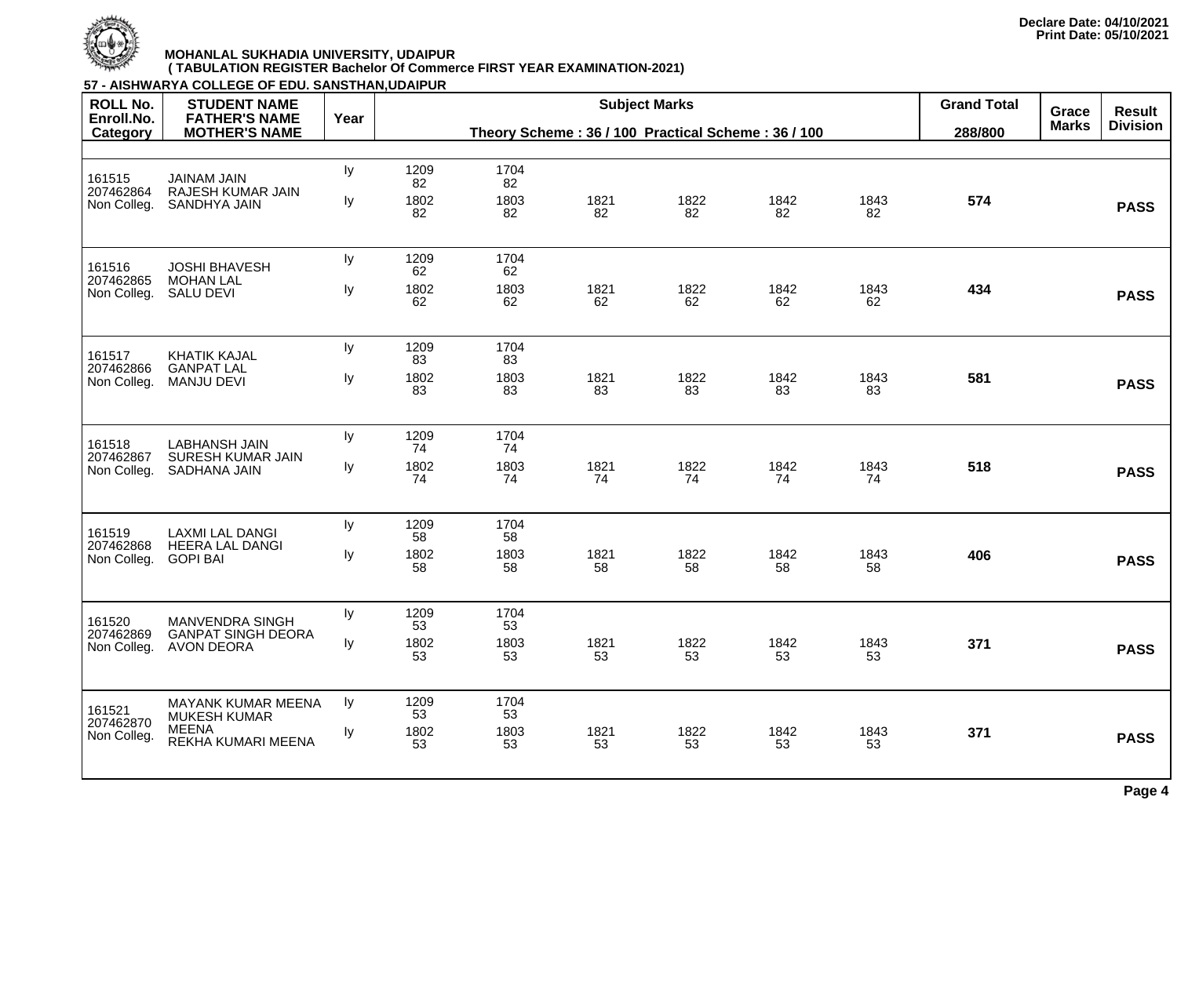Declare Date: 04/10/2021
Print Date: 05/10/2021

**MOHANLAL SUKHADIA UNIVERSITY, UDAIPUR**
**( TABULATION REGISTER Bachelor Of Commerce FIRST YEAR EXAMINATION-2021)**

**57 - AISHWARYA COLLEGE OF EDU. SANSTHAN,UDAIPUR**

| ROLL No. / Enroll.No. / Category | STUDENT NAME / FATHER'S NAME / MOTHER'S NAME | Year | Subject Marks (Theory Scheme : 36 / 100 Practical Scheme : 36 / 100) | | | | | | Grand Total 288/800 | Grace Marks | Result Division |
|---|---|---|---|---|---|---|---|---|---|---|---|
| 161515 / 207462864 / Non Colleg. | JAINAM JAIN / RAJESH KUMAR JAIN / SANDHYA JAIN | Iy | 1209: 82 | 1704: 82 | | | | | | | |
| | | Iy | 1802: 82 | 1803: 82 | 1821: 82 | 1822: 82 | 1842: 82 | 1843: 82 | 574 | | PASS |
| 161516 / 207462865 / Non Colleg. | JOSHI BHAVESH / MOHAN LAL / SALU DEVI | Iy | 1209: 62 | 1704: 62 | | | | | | | |
| | | Iy | 1802: 62 | 1803: 62 | 1821: 62 | 1822: 62 | 1842: 62 | 1843: 62 | 434 | | PASS |
| 161517 / 207462866 / Non Colleg. | KHATIK KAJAL / GANPAT LAL / MANJU DEVI | Iy | 1209: 83 | 1704: 83 | | | | | | | |
| | | Iy | 1802: 83 | 1803: 83 | 1821: 83 | 1822: 83 | 1842: 83 | 1843: 83 | 581 | | PASS |
| 161518 / 207462867 / Non Colleg. | LABHANSH JAIN / SURESH KUMAR JAIN / SADHANA JAIN | Iy | 1209: 74 | 1704: 74 | | | | | | | |
| | | Iy | 1802: 74 | 1803: 74 | 1821: 74 | 1822: 74 | 1842: 74 | 1843: 74 | 518 | | PASS |
| 161519 / 207462868 / Non Colleg. | LAXMI LAL DANGI / HEERA LAL DANGI / GOPI BAI | Iy | 1209: 58 | 1704: 58 | | | | | | | |
| | | Iy | 1802: 58 | 1803: 58 | 1821: 58 | 1822: 58 | 1842: 58 | 1843: 58 | 406 | | PASS |
| 161520 / 207462869 / Non Colleg. | MANVENDRA SINGH / GANPAT SINGH DEORA / AVON DEORA | Iy | 1209: 53 | 1704: 53 | | | | | | | |
| | | Iy | 1802: 53 | 1803: 53 | 1821: 53 | 1822: 53 | 1842: 53 | 1843: 53 | 371 | | PASS |
| 161521 / 207462870 / Non Colleg. | MAYANK KUMAR MEENA / MUKESH KUMAR MEENA / REKHA KUMARI MEENA | Iy | 1209: 53 | 1704: 53 | | | | | | | |
| | | Iy | 1802: 53 | 1803: 53 | 1821: 53 | 1822: 53 | 1842: 53 | 1843: 53 | 371 | | PASS |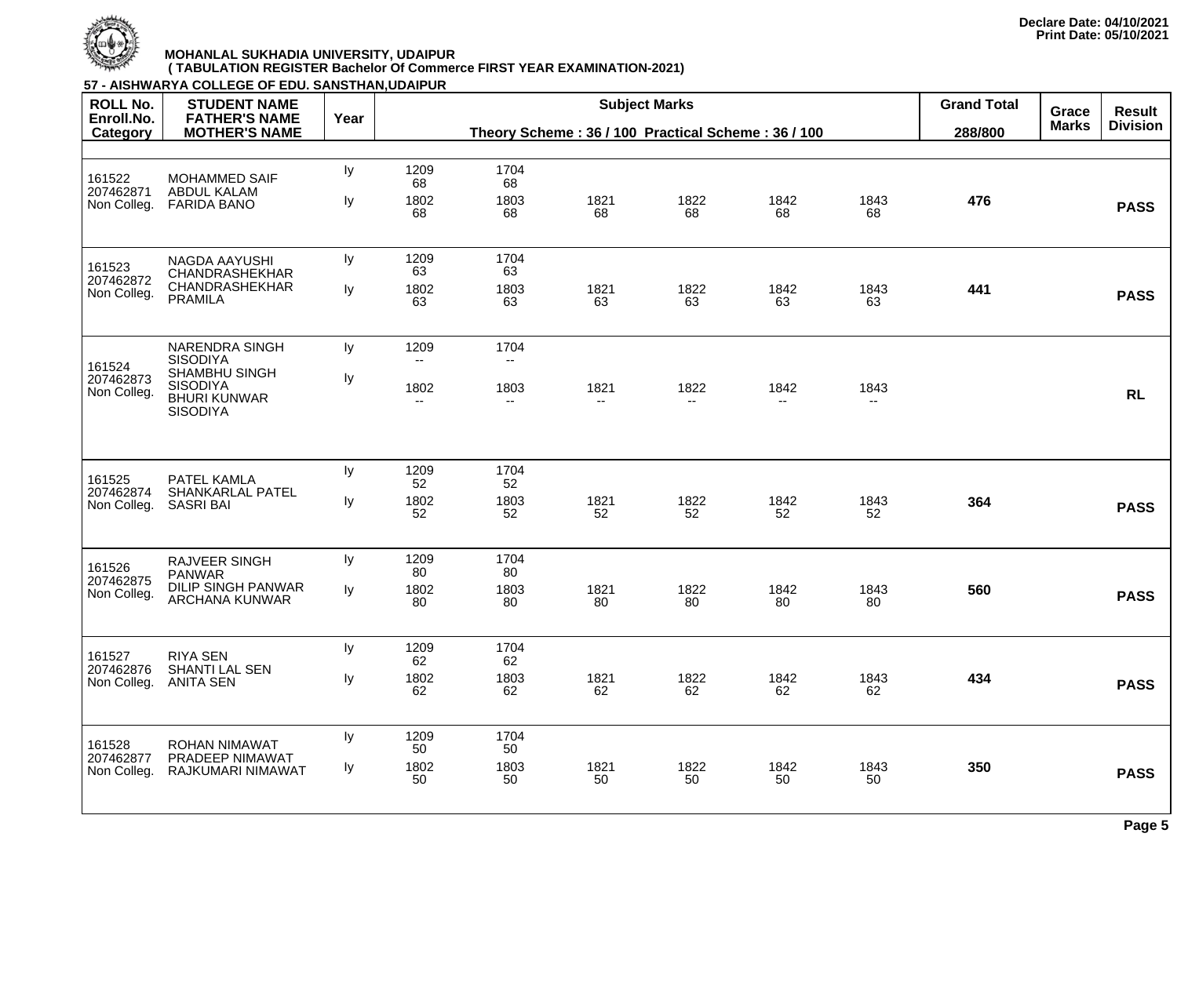Declare Date: 04/10/2021
Print Date: 05/10/2021

**MOHANLAL SUKHADIA UNIVERSITY, UDAIPUR**
**( TABULATION REGISTER Bachelor Of Commerce FIRST YEAR EXAMINATION-2021)**

**57 - AISHWARYA COLLEGE OF EDU. SANSTHAN,UDAIPUR**

| ROLL No. / Enroll.No. / Category | STUDENT NAME / FATHER'S NAME / MOTHER'S NAME | Year | Subject Marks (Theory Scheme : 36 / 100 Practical Scheme : 36 / 100) | | | | | | Grand Total 288/800 | Grace Marks | Result Division |
|---|---|---|---|---|---|---|---|---|---|---|---|
| 161522 / 207462871 / Non Colleg. | MOHAMMED SAIF / ABDUL KALAM / FARIDA BANO | Iy | 1209: 68 | 1704: 68 | | | | | | | |
| | | Iy | 1802: 68 | 1803: 68 | 1821: 68 | 1822: 68 | 1842: 68 | 1843: 68 | 476 | | PASS |
| 161523 / 207462872 / Non Colleg. | NAGDA AAYUSHI / CHANDRASHEKHAR CHANDRASHEKHAR / PRAMILA | Iy | 1209: 63 | 1704: 63 | | | | | | | |
| | | Iy | 1802: 63 | 1803: 63 | 1821: 63 | 1822: 63 | 1842: 63 | 1843: 63 | 441 | | PASS |
| 161524 / 207462873 / Non Colleg. | NARENDRA SINGH SISODIYA / SHAMBHU SINGH SISODIYA / BHURI KUNWAR SISODIYA | Iy | 1209: -- | 1704: -- | | | | | | | |
| | | Iy | 1802: -- | 1803: -- | 1821: -- | 1822: -- | 1842: -- | 1843: -- | | | RL |
| 161525 / 207462874 / Non Colleg. | PATEL KAMLA / SHANKARLAL PATEL / SASRI BAI | Iy | 1209: 52 | 1704: 52 | | | | | | | |
| | | Iy | 1802: 52 | 1803: 52 | 1821: 52 | 1822: 52 | 1842: 52 | 1843: 52 | 364 | | PASS |
| 161526 / 207462875 / Non Colleg. | RAJVEER SINGH PANWAR / DILIP SINGH PANWAR / ARCHANA KUNWAR | Iy | 1209: 80 | 1704: 80 | | | | | | | |
| | | Iy | 1802: 80 | 1803: 80 | 1821: 80 | 1822: 80 | 1842: 80 | 1843: 80 | 560 | | PASS |
| 161527 / 207462876 / Non Colleg. | RIYA SEN / SHANTI LAL SEN / ANITA SEN | Iy | 1209: 62 | 1704: 62 | | | | | | | |
| | | Iy | 1802: 62 | 1803: 62 | 1821: 62 | 1822: 62 | 1842: 62 | 1843: 62 | 434 | | PASS |
| 161528 / 207462877 / Non Colleg. | ROHAN NIMAWAT / PRADEEP NIMAWAT / RAJKUMARI NIMAWAT | Iy | 1209: 50 | 1704: 50 | | | | | | | |
| | | Iy | 1802: 50 | 1803: 50 | 1821: 50 | 1822: 50 | 1842: 50 | 1843: 50 | 350 | | PASS |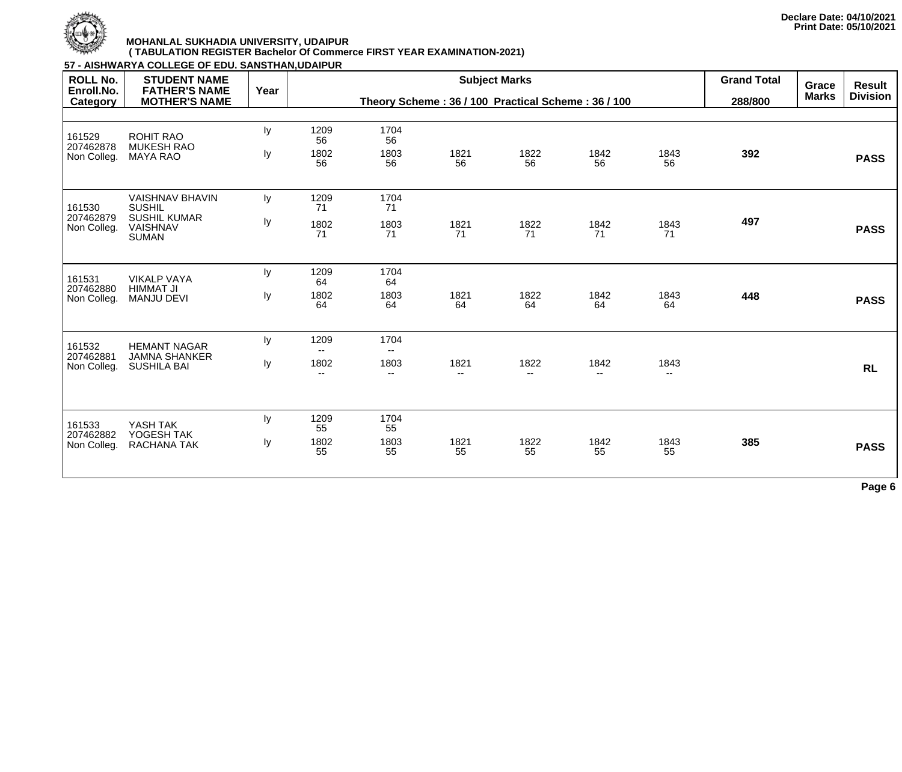Declare Date: 04/10/2021
Print Date: 05/10/2021

**MOHANLAL SUKHADIA UNIVERSITY, UDAIPUR**
**( TABULATION REGISTER Bachelor Of Commerce FIRST YEAR EXAMINATION-2021)**

**57 - AISHWARYA COLLEGE OF EDU. SANSTHAN,UDAIPUR**

| ROLL No. / Enroll.No. / Category | STUDENT NAME / FATHER'S NAME / MOTHER'S NAME | Year | Subject Marks (Theory Scheme : 36 / 100 Practical Scheme : 36 / 100) | | | | | | Grand Total 288/800 | Grace Marks | Result Division |
|---|---|---|---|---|---|---|---|---|---|---|---|
| 161529 / 207462878 / Non Colleg. | ROHIT RAO / MUKESH RAO / MAYA RAO | Iy | 1209: 56 | 1704: 56 | | | | | | | |
| | | Iy | 1802: 56 | 1803: 56 | 1821: 56 | 1822: 56 | 1842: 56 | 1843: 56 | 392 | | PASS |
| 161530 / 207462879 / Non Colleg. | VAISHNAV BHAVIN SUSHIL / SUSHIL KUMAR VAISHNAV / SUMAN | Iy | 1209: 71 | 1704: 71 | | | | | | | |
| | | Iy | 1802: 71 | 1803: 71 | 1821: 71 | 1822: 71 | 1842: 71 | 1843: 71 | 497 | | PASS |
| 161531 / 207462880 / Non Colleg. | VIKALP VAYA / HIMMAT JI / MANJU DEVI | Iy | 1209: 64 | 1704: 64 | | | | | | | |
| | | Iy | 1802: 64 | 1803: 64 | 1821: 64 | 1822: 64 | 1842: 64 | 1843: 64 | 448 | | PASS |
| 161532 / 207462881 / Non Colleg. | HEMANT NAGAR / JAMNA SHANKER / SUSHILA BAI | Iy | 1209: -- | 1704: -- | | | | | | | |
| | | Iy | 1802: -- | 1803: -- | 1821: -- | 1822: -- | 1842: -- | 1843: -- | | | RL |
| 161533 / 207462882 / Non Colleg. | YASH TAK / YOGESH TAK / RACHANA TAK | Iy | 1209: 55 | 1704: 55 | | | | | | | |
| | | Iy | 1802: 55 | 1803: 55 | 1821: 55 | 1822: 55 | 1842: 55 | 1843: 55 | 385 | | PASS |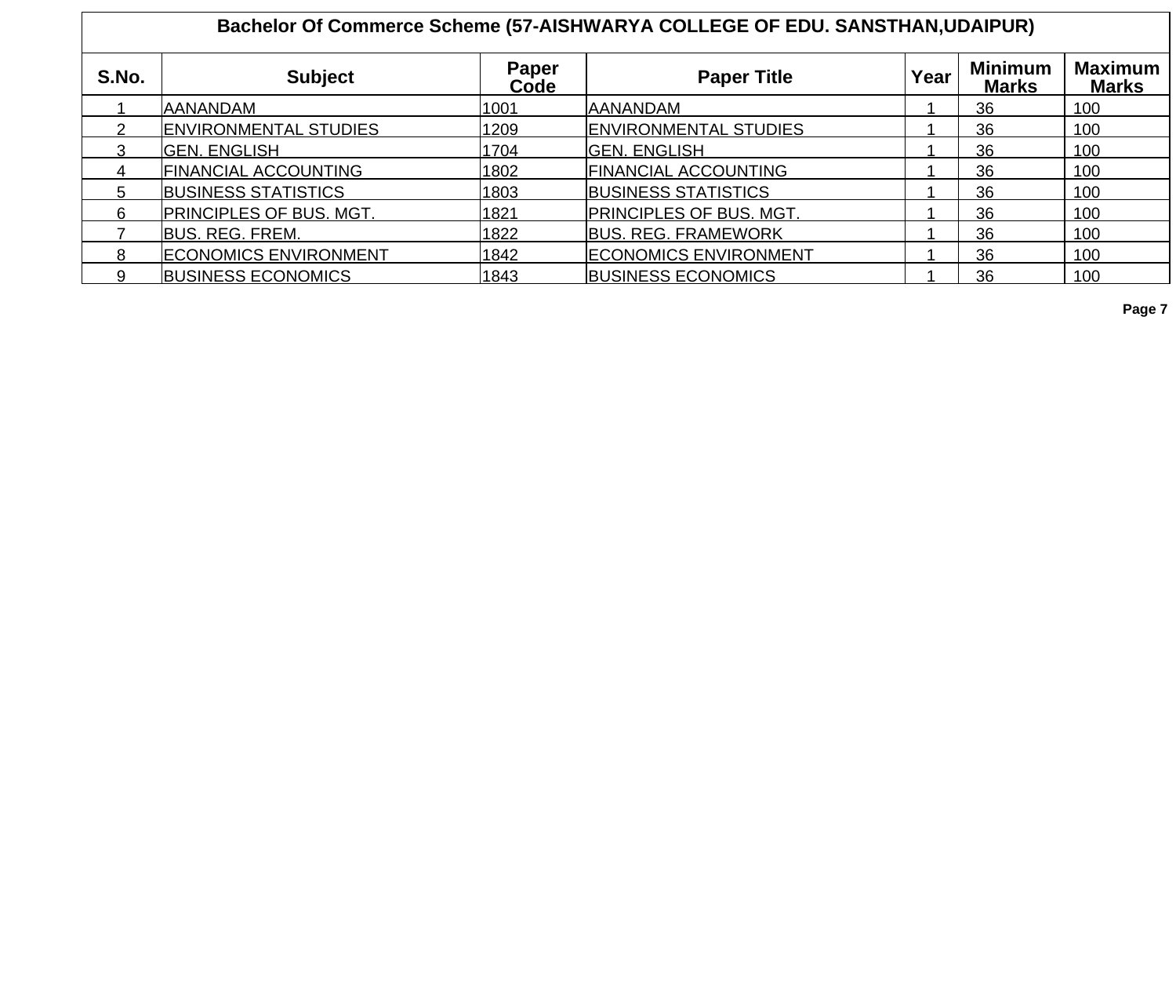| Bachelor Of Commerce Scheme (57-AISHWARYA COLLEGE OF EDU. SANSTHAN,UDAIPUR) | | | | | | |
|---|---|---|---|---|---|---|
| **S.No.** | **Subject** | **Paper Code** | **Paper Title** | **Year** | **Minimum Marks** | **Maximum Marks** |
| 1 | AANANDAM | 1001 | AANANDAM | 1 | 36 | 100 |
| 2 | ENVIRONMENTAL STUDIES | 1209 | ENVIRONMENTAL STUDIES | 1 | 36 | 100 |
| 3 | GEN. ENGLISH | 1704 | GEN. ENGLISH | 1 | 36 | 100 |
| 4 | FINANCIAL ACCOUNTING | 1802 | FINANCIAL ACCOUNTING | 1 | 36 | 100 |
| 5 | BUSINESS STATISTICS | 1803 | BUSINESS STATISTICS | 1 | 36 | 100 |
| 6 | PRINCIPLES OF BUS. MGT. | 1821 | PRINCIPLES OF BUS. MGT. | 1 | 36 | 100 |
| 7 | BUS. REG. FREM. | 1822 | BUS. REG. FRAMEWORK | 1 | 36 | 100 |
| 8 | ECONOMICS ENVIRONMENT | 1842 | ECONOMICS ENVIRONMENT | 1 | 36 | 100 |
| 9 | BUSINESS ECONOMICS | 1843 | BUSINESS ECONOMICS | 1 | 36 | 100 |